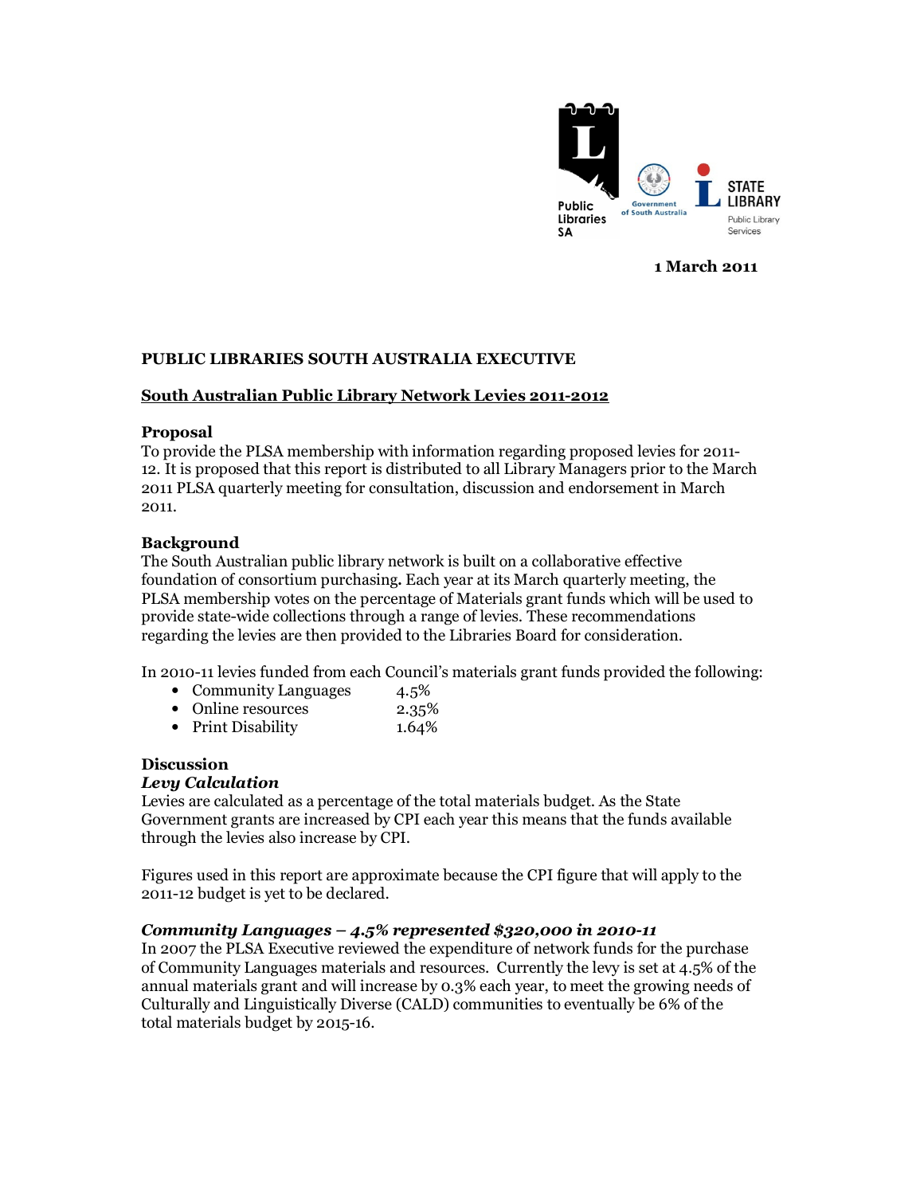1 March 2011

**PUBLIC LIBRARIES SOUTH AUSTRALIA EXECUTIVE**

## South Australian Public Library Network Levies 2011-2012

### Proposal

To provide the PLSA membership with information regarding proposed levies for 2011-12. It is proposed that this report is distributed to all Library Managers prior to the March 2011 PLSA quarterly meeting for consultation, discussion and endorsement in March 2011.

### Background

The South Australian public library network is built on a collaborative effective foundation of consortium purchasing. Each year at its March quarterly meeting, the PLSA membership votes on the percentage of Materials grant funds which will be used to provide state-wide collections through a range of levies. These recommendations regarding the levies are then provided to the Libraries Board for consideration.

In 2010-11 levies funded from each Council's materials grant funds provided the following:

- Community Languages 4.5%
- Online resources 2.35%
- Print Disability 1.64%

### Discussion

***Levy Calculation***

Levies are calculated as a percentage of the total materials budget. As the State Government grants are increased by CPI each year this means that the funds available through the levies also increase by CPI.

Figures used in this report are approximate because the CPI figure that will apply to the 2011-12 budget is yet to be declared.

***Community Languages – 4.5% represented $320,000 in 2010-11***

In 2007 the PLSA Executive reviewed the expenditure of network funds for the purchase of Community Languages materials and resources. Currently the levy is set at 4.5% of the annual materials grant and will increase by 0.3% each year, to meet the growing needs of Culturally and Linguistically Diverse (CALD) communities to eventually be 6% of the total materials budget by 2015-16.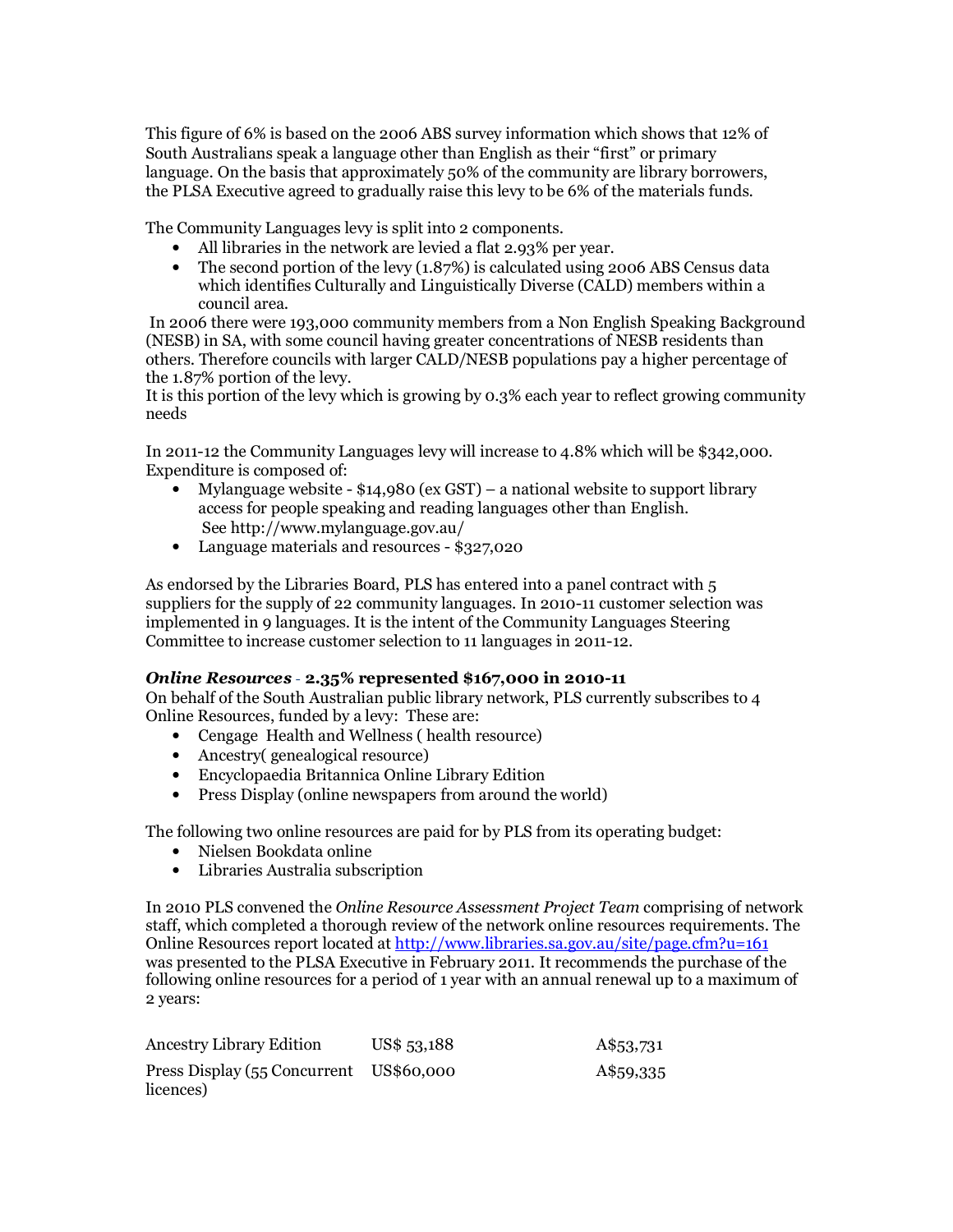This figure of 6% is based on the 2006 ABS survey information which shows that 12% of South Australians speak a language other than English as their "first" or primary language. On the basis that approximately 50% of the community are library borrowers, the PLSA Executive agreed to gradually raise this levy to be 6% of the materials funds.

The Community Languages levy is split into 2 components.

- All libraries in the network are levied a flat 2.93% per year.
- The second portion of the levy (1.87%) is calculated using 2006 ABS Census data which identifies Culturally and Linguistically Diverse (CALD) members within a council area.

In 2006 there were 193,000 community members from a Non English Speaking Background (NESB) in SA, with some council having greater concentrations of NESB residents than others. Therefore councils with larger CALD/NESB populations pay a higher percentage of the 1.87% portion of the levy.
It is this portion of the levy which is growing by 0.3% each year to reflect growing community needs

In 2011-12 the Community Languages levy will increase to 4.8% which will be $342,000. Expenditure is composed of:

- Mylanguage website - $14,980 (ex GST) – a national website to support library access for people speaking and reading languages other than English. See http://www.mylanguage.gov.au/
- Language materials and resources - $327,020

As endorsed by the Libraries Board, PLS has entered into a panel contract with 5 suppliers for the supply of 22 community languages. In 2010-11 customer selection was implemented in 9 languages. It is the intent of the Community Languages Steering Committee to increase customer selection to 11 languages in 2011-12.

***Online Resources*** - **2.35% represented $167,000 in 2010-11**

On behalf of the South Australian public library network, PLS currently subscribes to 4 Online Resources, funded by a levy: These are:

- Cengage Health and Wellness ( health resource)
- Ancestry( genealogical resource)
- Encyclopaedia Britannica Online Library Edition
- Press Display (online newspapers from around the world)

The following two online resources are paid for by PLS from its operating budget:

- Nielsen Bookdata online
- Libraries Australia subscription

In 2010 PLS convened the *Online Resource Assessment Project Team* comprising of network staff, which completed a thorough review of the network online resources requirements. The Online Resources report located at http://www.libraries.sa.gov.au/site/page.cfm?u=161 was presented to the PLSA Executive in February 2011. It recommends the purchase of the following online resources for a period of 1 year with an annual renewal up to a maximum of 2 years:

| | | |
|---|---|---|
| Ancestry Library Edition | US$ 53,188 | A$53,731 |
| Press Display (55 Concurrent licences) | US$60,000 | A$59,335 |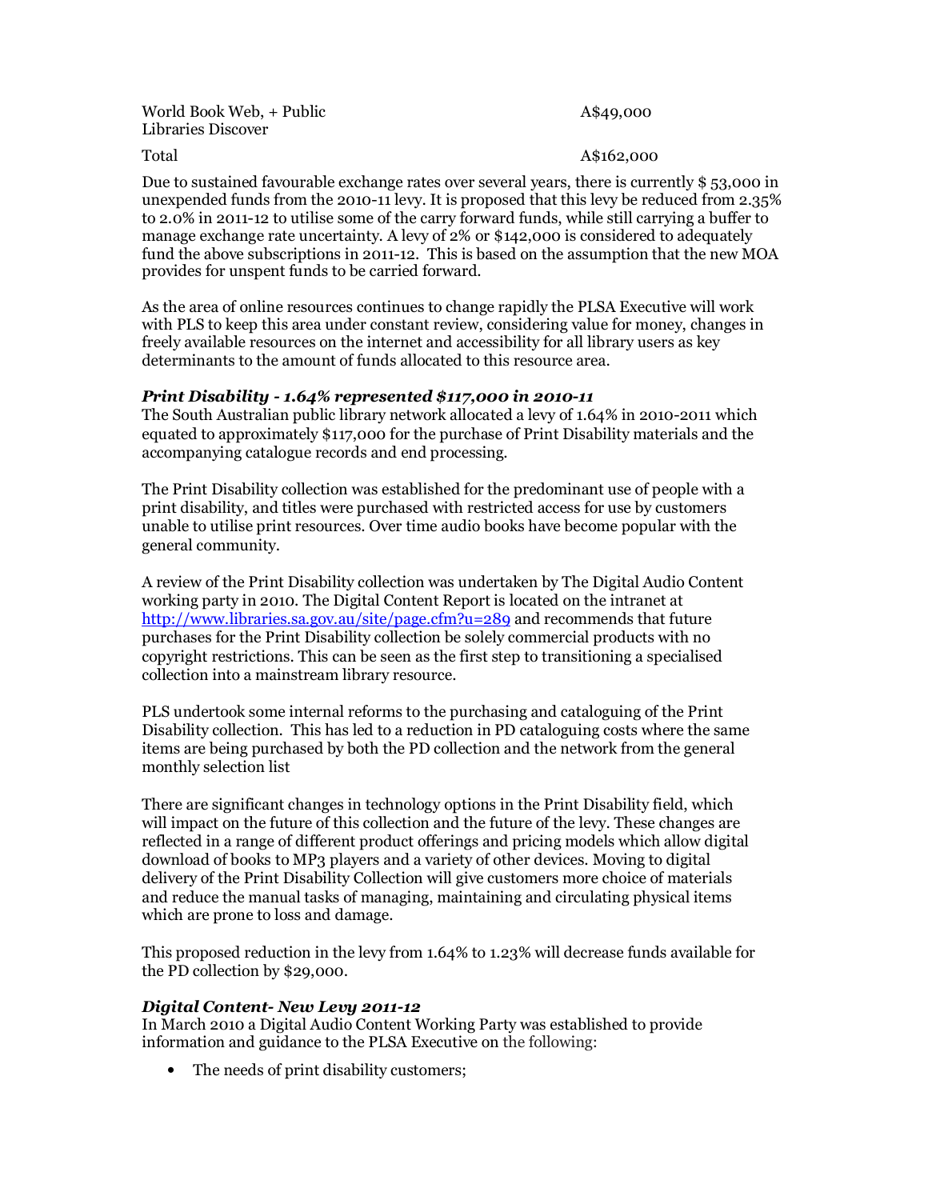| | |
|---|---|
| World Book Web, + Public Libraries Discover | A$49,000 |
| Total | A$162,000 |

Due to sustained favourable exchange rates over several years, there is currently $ 53,000 in unexpended funds from the 2010-11 levy. It is proposed that this levy be reduced from 2.35% to 2.0% in 2011-12 to utilise some of the carry forward funds, while still carrying a buffer to manage exchange rate uncertainty. A levy of 2% or $142,000 is considered to adequately fund the above subscriptions in 2011-12. This is based on the assumption that the new MOA provides for unspent funds to be carried forward.

As the area of online resources continues to change rapidly the PLSA Executive will work with PLS to keep this area under constant review, considering value for money, changes in freely available resources on the internet and accessibility for all library users as key determinants to the amount of funds allocated to this resource area.

### *Print Disability - 1.64% represented $117,000 in 2010-11*

The South Australian public library network allocated a levy of 1.64% in 2010-2011 which equated to approximately $117,000 for the purchase of Print Disability materials and the accompanying catalogue records and end processing.

The Print Disability collection was established for the predominant use of people with a print disability, and titles were purchased with restricted access for use by customers unable to utilise print resources. Over time audio books have become popular with the general community.

A review of the Print Disability collection was undertaken by The Digital Audio Content working party in 2010. The Digital Content Report is located on the intranet at http://www.libraries.sa.gov.au/site/page.cfm?u=289 and recommends that future purchases for the Print Disability collection be solely commercial products with no copyright restrictions. This can be seen as the first step to transitioning a specialised collection into a mainstream library resource.

PLS undertook some internal reforms to the purchasing and cataloguing of the Print Disability collection. This has led to a reduction in PD cataloguing costs where the same items are being purchased by both the PD collection and the network from the general monthly selection list

There are significant changes in technology options in the Print Disability field, which will impact on the future of this collection and the future of the levy. These changes are reflected in a range of different product offerings and pricing models which allow digital download of books to MP3 players and a variety of other devices. Moving to digital delivery of the Print Disability Collection will give customers more choice of materials and reduce the manual tasks of managing, maintaining and circulating physical items which are prone to loss and damage.

This proposed reduction in the levy from 1.64% to 1.23% will decrease funds available for the PD collection by $29,000.

### *Digital Content- New Levy 2011-12*

In March 2010 a Digital Audio Content Working Party was established to provide information and guidance to the PLSA Executive on the following:

- The needs of print disability customers;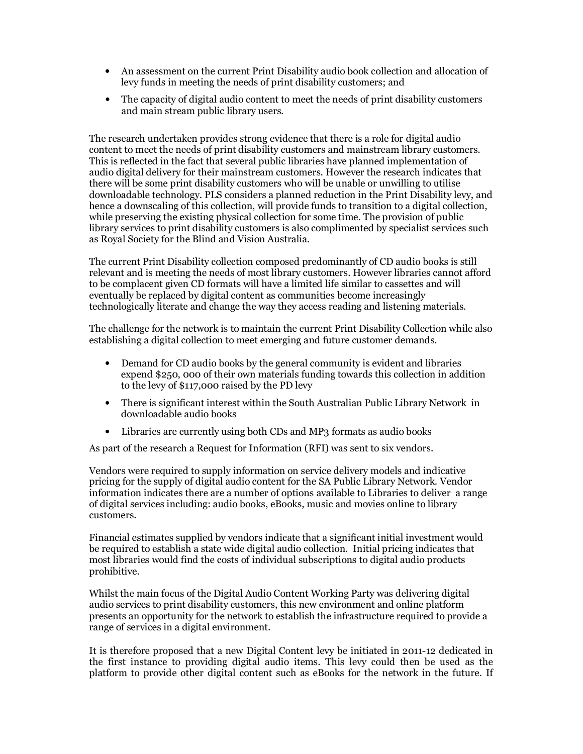- An assessment on the current Print Disability audio book collection and allocation of levy funds in meeting the needs of print disability customers; and
- The capacity of digital audio content to meet the needs of print disability customers and main stream public library users.

The research undertaken provides strong evidence that there is a role for digital audio content to meet the needs of print disability customers and mainstream library customers. This is reflected in the fact that several public libraries have planned implementation of audio digital delivery for their mainstream customers. However the research indicates that there will be some print disability customers who will be unable or unwilling to utilise downloadable technology. PLS considers a planned reduction in the Print Disability levy, and hence a downscaling of this collection, will provide funds to transition to a digital collection, while preserving the existing physical collection for some time. The provision of public library services to print disability customers is also complimented by specialist services such as Royal Society for the Blind and Vision Australia.

The current Print Disability collection composed predominantly of CD audio books is still relevant and is meeting the needs of most library customers. However libraries cannot afford to be complacent given CD formats will have a limited life similar to cassettes and will eventually be replaced by digital content as communities become increasingly technologically literate and change the way they access reading and listening materials.

The challenge for the network is to maintain the current Print Disability Collection while also establishing a digital collection to meet emerging and future customer demands.

- Demand for CD audio books by the general community is evident and libraries expend $250, 000 of their own materials funding towards this collection in addition to the levy of $117,000 raised by the PD levy
- There is significant interest within the South Australian Public Library Network in downloadable audio books
- Libraries are currently using both CDs and MP3 formats as audio books

As part of the research a Request for Information (RFI) was sent to six vendors.

Vendors were required to supply information on service delivery models and indicative pricing for the supply of digital audio content for the SA Public Library Network. Vendor information indicates there are a number of options available to Libraries to deliver a range of digital services including: audio books, eBooks, music and movies online to library customers.

Financial estimates supplied by vendors indicate that a significant initial investment would be required to establish a state wide digital audio collection. Initial pricing indicates that most libraries would find the costs of individual subscriptions to digital audio products prohibitive.

Whilst the main focus of the Digital Audio Content Working Party was delivering digital audio services to print disability customers, this new environment and online platform presents an opportunity for the network to establish the infrastructure required to provide a range of services in a digital environment.

It is therefore proposed that a new Digital Content levy be initiated in 2011-12 dedicated in the first instance to providing digital audio items. This levy could then be used as the platform to provide other digital content such as eBooks for the network in the future. If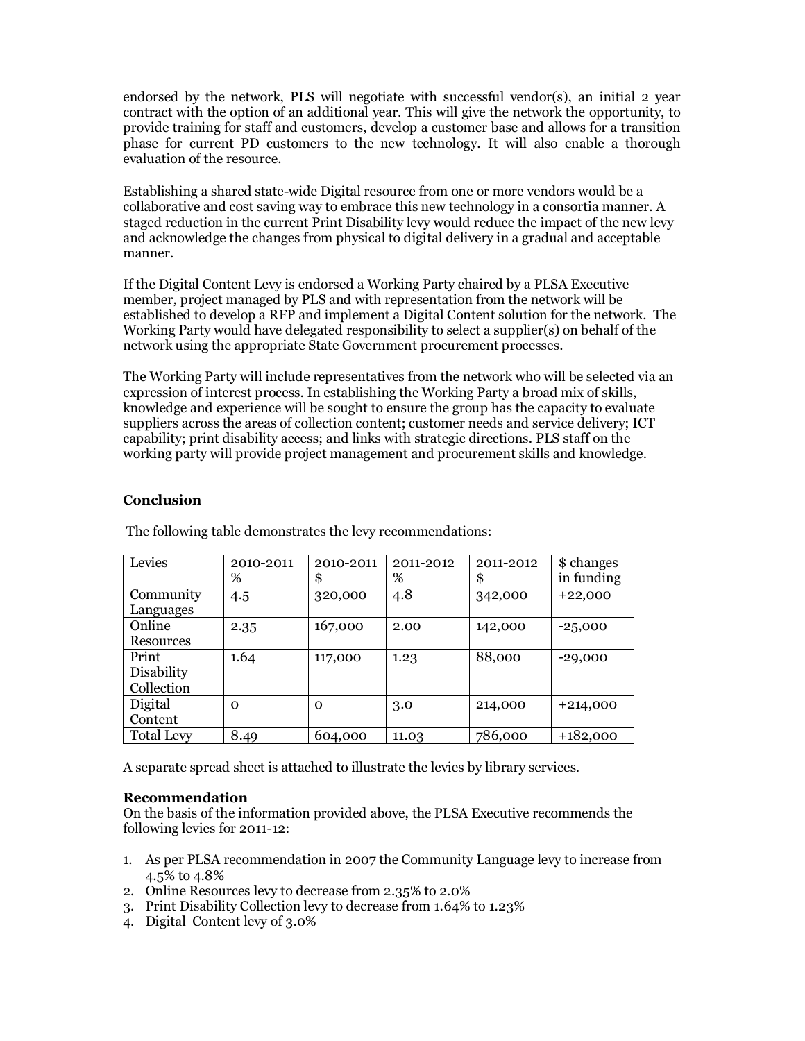endorsed by the network, PLS will negotiate with successful vendor(s), an initial 2 year contract with the option of an additional year. This will give the network the opportunity, to provide training for staff and customers, develop a customer base and allows for a transition phase for current PD customers to the new technology. It will also enable a thorough evaluation of the resource.

Establishing a shared state-wide Digital resource from one or more vendors would be a collaborative and cost saving way to embrace this new technology in a consortia manner. A staged reduction in the current Print Disability levy would reduce the impact of the new levy and acknowledge the changes from physical to digital delivery in a gradual and acceptable manner.

If the Digital Content Levy is endorsed a Working Party chaired by a PLSA Executive member, project managed by PLS and with representation from the network will be established to develop a RFP and implement a Digital Content solution for the network. The Working Party would have delegated responsibility to select a supplier(s) on behalf of the network using the appropriate State Government procurement processes.

The Working Party will include representatives from the network who will be selected via an expression of interest process. In establishing the Working Party a broad mix of skills, knowledge and experience will be sought to ensure the group has the capacity to evaluate suppliers across the areas of collection content; customer needs and service delivery; ICT capability; print disability access; and links with strategic directions. PLS staff on the working party will provide project management and procurement skills and knowledge.

### Conclusion

The following table demonstrates the levy recommendations:

| Levies | 2010-2011 % | 2010-2011 $ | 2011-2012 % | 2011-2012 $ | $ changes in funding |
|---|---|---|---|---|---|
| Community Languages | 4.5 | 320,000 | 4.8 | 342,000 | +22,000 |
| Online Resources | 2.35 | 167,000 | 2.00 | 142,000 | -25,000 |
| Print Disability Collection | 1.64 | 117,000 | 1.23 | 88,000 | -29,000 |
| Digital Content | 0 | 0 | 3.0 | 214,000 | +214,000 |
| Total Levy | 8.49 | 604,000 | 11.03 | 786,000 | +182,000 |

A separate spread sheet is attached to illustrate the levies by library services.

### Recommendation

On the basis of the information provided above, the PLSA Executive recommends the following levies for 2011-12:

1. As per PLSA recommendation in 2007 the Community Language levy to increase from 4.5% to 4.8%
2. Online Resources levy to decrease from 2.35% to 2.0%
3. Print Disability Collection levy to decrease from 1.64% to 1.23%
4. Digital Content levy of 3.0%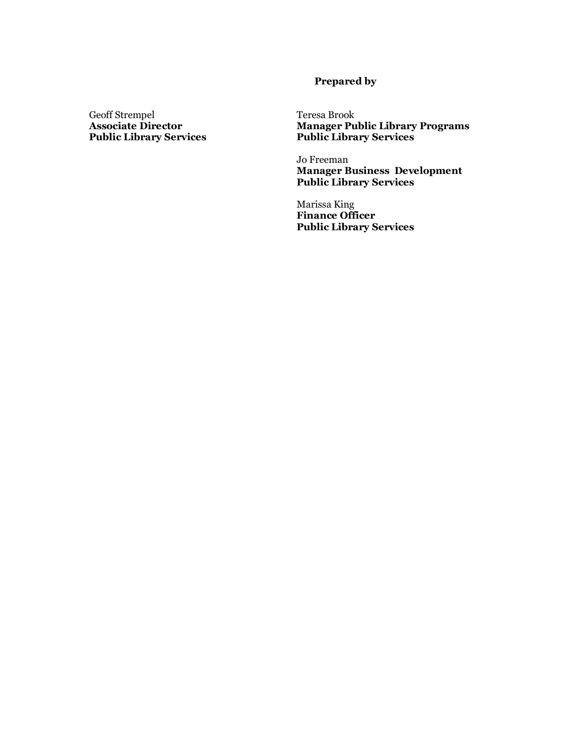**Prepared by**

Geoff Strempel
**Associate Director**
**Public Library Services**

Teresa Brook
**Manager Public Library Programs**
**Public Library Services**

Jo Freeman
**Manager Business Development**
**Public Library Services**

Marissa King
**Finance Officer**
**Public Library Services**